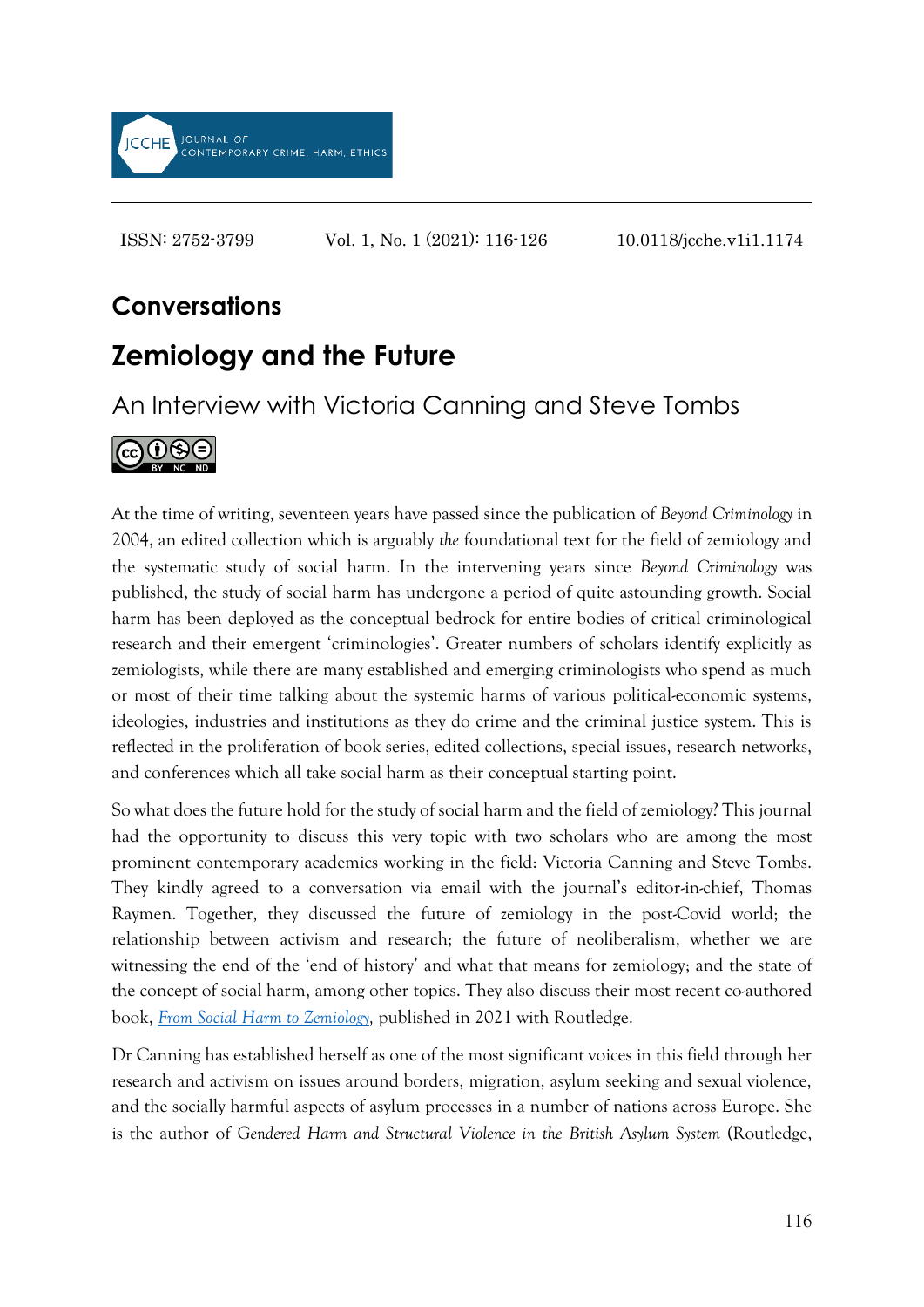# Conversations

## Zemiology and the Future

### An Interview with Victoria Canning and Steve Tombs

At the time of writing, seventeen years have passed since the publication of *Beyond Criminology* in 2004, an edited collection which is arguably *the* foundational text for the field of zemiology and the systematic study of social harm. In the intervening years since *Beyond Criminology* was published, the study of social harm has undergone a period of quite astounding growth. Social harm has been deployed as the conceptual bedrock for entire bodies of critical criminological research and their emergent 'criminologies'. Greater numbers of scholars identify explicitly as zemiologists, while there are many established and emerging criminologists who spend as much or most of their time talking about the systemic harms of various political-economic systems, ideologies, industries and institutions as they do crime and the criminal justice system. This is reflected in the proliferation of book series, edited collections, special issues, research networks, and conferences which all take social harm as their conceptual starting point.

So what does the future hold for the study of social harm and the field of zemiology? This journal had the opportunity to discuss this very topic with two scholars who are among the most prominent contemporary academics working in the field: Victoria Canning and Steve Tombs. They kindly agreed to a conversation via email with the journal's editor-in-chief, Thomas Raymen. Together, they discussed the future of zemiology in the post-Covid world; the relationship between activism and research; the future of neoliberalism, whether we are witnessing the end of the 'end of history' and what that means for zemiology; and the state of the concept of social harm, among other topics. They also discuss their most recent co-authored book, *From Social Harm to Zemiology*, published in 2021 with Routledge.

Dr Canning has established herself as one of the most significant voices in this field through her research and activism on issues around borders, migration, asylum seeking and sexual violence, and the socially harmful aspects of asylum processes in a number of nations across Europe. She is the author of *Gendered Harm and Structural Violence in the British Asylum System* (Routledge,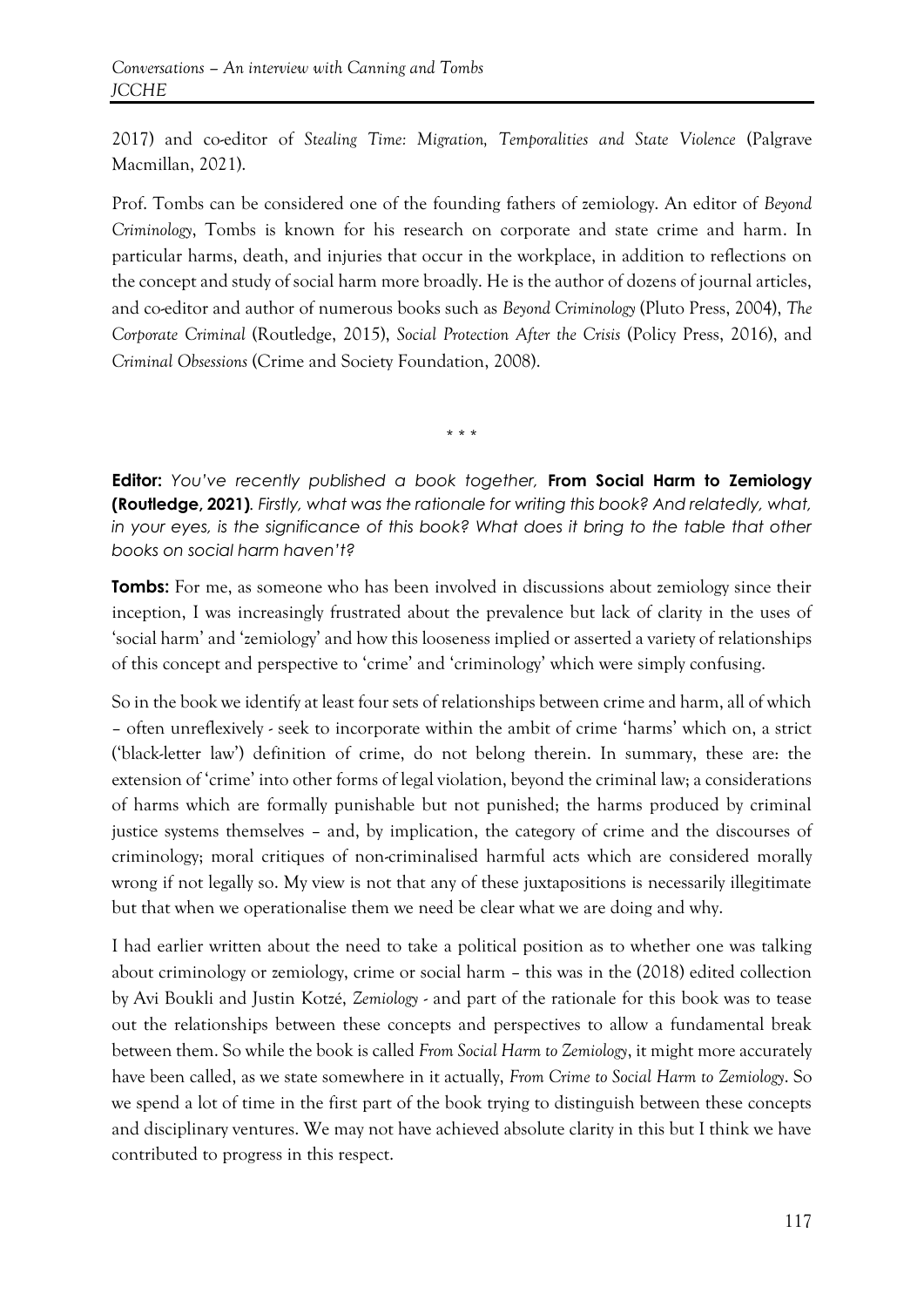2017) and co-editor of *Stealing Time: Migration, Temporalities and State Violence* (Palgrave Macmillan, 2021).

Prof. Tombs can be considered one of the founding fathers of zemiology. An editor of *Beyond Criminology*, Tombs is known for his research on corporate and state crime and harm. In particular harms, death, and injuries that occur in the workplace, in addition to reflections on the concept and study of social harm more broadly. He is the author of dozens of journal articles, and co-editor and author of numerous books such as *Beyond Criminology* (Pluto Press, 2004), *The Corporate Criminal* (Routledge, 2015), *Social Protection After the Crisis* (Policy Press, 2016), and *Criminal Obsessions* (Crime and Society Foundation, 2008).

\* \* \*

**Editor:** *You've recently published a book together,* **From Social Harm to Zemiology (Routledge, 2021)**. *Firstly, what was the rationale for writing this book? And relatedly, what, in your eyes, is the significance of this book? What does it bring to the table that other books on social harm haven't?*

**Tombs:** For me, as someone who has been involved in discussions about zemiology since their inception, I was increasingly frustrated about the prevalence but lack of clarity in the uses of 'social harm' and 'zemiology' and how this looseness implied or asserted a variety of relationships of this concept and perspective to 'crime' and 'criminology' which were simply confusing.

So in the book we identify at least four sets of relationships between crime and harm, all of which – often unreflexively - seek to incorporate within the ambit of crime 'harms' which on, a strict ('black-letter law') definition of crime, do not belong therein. In summary, these are: the extension of 'crime' into other forms of legal violation, beyond the criminal law; a considerations of harms which are formally punishable but not punished; the harms produced by criminal justice systems themselves – and, by implication, the category of crime and the discourses of criminology; moral critiques of non-criminalised harmful acts which are considered morally wrong if not legally so. My view is not that any of these juxtapositions is necessarily illegitimate but that when we operationalise them we need be clear what we are doing and why.

I had earlier written about the need to take a political position as to whether one was talking about criminology or zemiology, crime or social harm – this was in the (2018) edited collection by Avi Boukli and Justin Kotzé, *Zemiology* - and part of the rationale for this book was to tease out the relationships between these concepts and perspectives to allow a fundamental break between them. So while the book is called *From Social Harm to Zemiology*, it might more accurately have been called, as we state somewhere in it actually, *From Crime to Social Harm to Zemiology*. So we spend a lot of time in the first part of the book trying to distinguish between these concepts and disciplinary ventures. We may not have achieved absolute clarity in this but I think we have contributed to progress in this respect.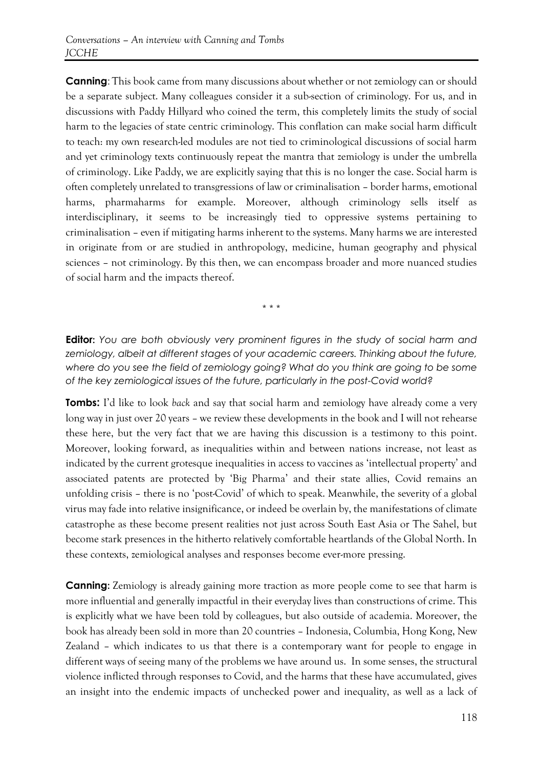**Canning**: This book came from many discussions about whether or not zemiology can or should be a separate subject. Many colleagues consider it a sub-section of criminology. For us, and in discussions with Paddy Hillyard who coined the term, this completely limits the study of social harm to the legacies of state centric criminology. This conflation can make social harm difficult to teach: my own research-led modules are not tied to criminological discussions of social harm and yet criminology texts continuously repeat the mantra that zemiology is under the umbrella of criminology. Like Paddy, we are explicitly saying that this is no longer the case. Social harm is often completely unrelated to transgressions of law or criminalisation – border harms, emotional harms, pharmaharms for example. Moreover, although criminology sells itself as interdisciplinary, it seems to be increasingly tied to oppressive systems pertaining to criminalisation – even if mitigating harms inherent to the systems. Many harms we are interested in originate from or are studied in anthropology, medicine, human geography and physical sciences – not criminology. By this then, we can encompass broader and more nuanced studies of social harm and the impacts thereof.

\* \* \*

**Editor:** *You are both obviously very prominent figures in the study of social harm and zemiology, albeit at different stages of your academic careers. Thinking about the future, where do you see the field of zemiology going? What do you think are going to be some of the key zemiological issues of the future, particularly in the post-Covid world?*

**Tombs:** I'd like to look *back* and say that social harm and zemiology have already come a very long way in just over 20 years – we review these developments in the book and I will not rehearse these here, but the very fact that we are having this discussion is a testimony to this point. Moreover, looking forward, as inequalities within and between nations increase, not least as indicated by the current grotesque inequalities in access to vaccines as 'intellectual property' and associated patents are protected by 'Big Pharma' and their state allies, Covid remains an unfolding crisis – there is no 'post-Covid' of which to speak. Meanwhile, the severity of a global virus may fade into relative insignificance, or indeed be overlain by, the manifestations of climate catastrophe as these become present realities not just across South East Asia or The Sahel, but become stark presences in the hitherto relatively comfortable heartlands of the Global North. In these contexts, zemiological analyses and responses become ever-more pressing.

**Canning:** Zemiology is already gaining more traction as more people come to see that harm is more influential and generally impactful in their everyday lives than constructions of crime. This is explicitly what we have been told by colleagues, but also outside of academia. Moreover, the book has already been sold in more than 20 countries – Indonesia, Columbia, Hong Kong, New Zealand – which indicates to us that there is a contemporary want for people to engage in different ways of seeing many of the problems we have around us. In some senses, the structural violence inflicted through responses to Covid, and the harms that these have accumulated, gives an insight into the endemic impacts of unchecked power and inequality, as well as a lack of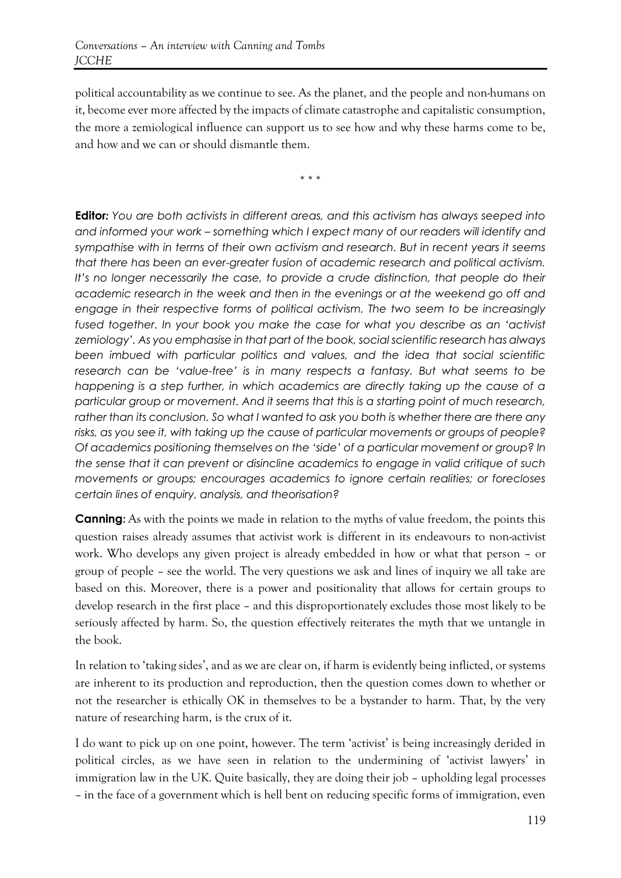political accountability as we continue to see. As the planet, and the people and non-humans on it, become ever more affected by the impacts of climate catastrophe and capitalistic consumption, the more a zemiological influence can support us to see how and why these harms come to be, and how and we can or should dismantle them.

\* \* \*

**Editor:** *You are both activists in different areas, and this activism has always seeped into and informed your work – something which I expect many of our readers will identify and sympathise with in terms of their own activism and research. But in recent years it seems that there has been an ever-greater fusion of academic research and political activism. It's no longer necessarily the case, to provide a crude distinction, that people do their academic research in the week and then in the evenings or at the weekend go off and engage in their respective forms of political activism. The two seem to be increasingly fused together. In your book you make the case for what you describe as an 'activist zemiology'. As you emphasise in that part of the book, social scientific research has always been imbued with particular politics and values, and the idea that social scientific research can be 'value-free' is in many respects a fantasy. But what seems to be happening is a step further, in which academics are directly taking up the cause of a particular group or movement. And it seems that this is a starting point of much research, rather than its conclusion. So what I wanted to ask you both is whether there are there any risks, as you see it, with taking up the cause of particular movements or groups of people? Of academics positioning themselves on the 'side' of a particular movement or group? In the sense that it can prevent or disincline academics to engage in valid critique of such movements or groups; encourages academics to ignore certain realities; or forecloses certain lines of enquiry, analysis, and theorisation?*

**Canning:** As with the points we made in relation to the myths of value freedom, the points this question raises already assumes that activist work is different in its endeavours to non-activist work. Who develops any given project is already embedded in how or what that person – or group of people – see the world. The very questions we ask and lines of inquiry we all take are based on this. Moreover, there is a power and positionality that allows for certain groups to develop research in the first place – and this disproportionately excludes those most likely to be seriously affected by harm. So, the question effectively reiterates the myth that we untangle in the book.

In relation to 'taking sides', and as we are clear on, if harm is evidently being inflicted, or systems are inherent to its production and reproduction, then the question comes down to whether or not the researcher is ethically OK in themselves to be a bystander to harm. That, by the very nature of researching harm, is the crux of it.

I do want to pick up on one point, however. The term 'activist' is being increasingly derided in political circles, as we have seen in relation to the undermining of 'activist lawyers' in immigration law in the UK. Quite basically, they are doing their job – upholding legal processes – in the face of a government which is hell bent on reducing specific forms of immigration, even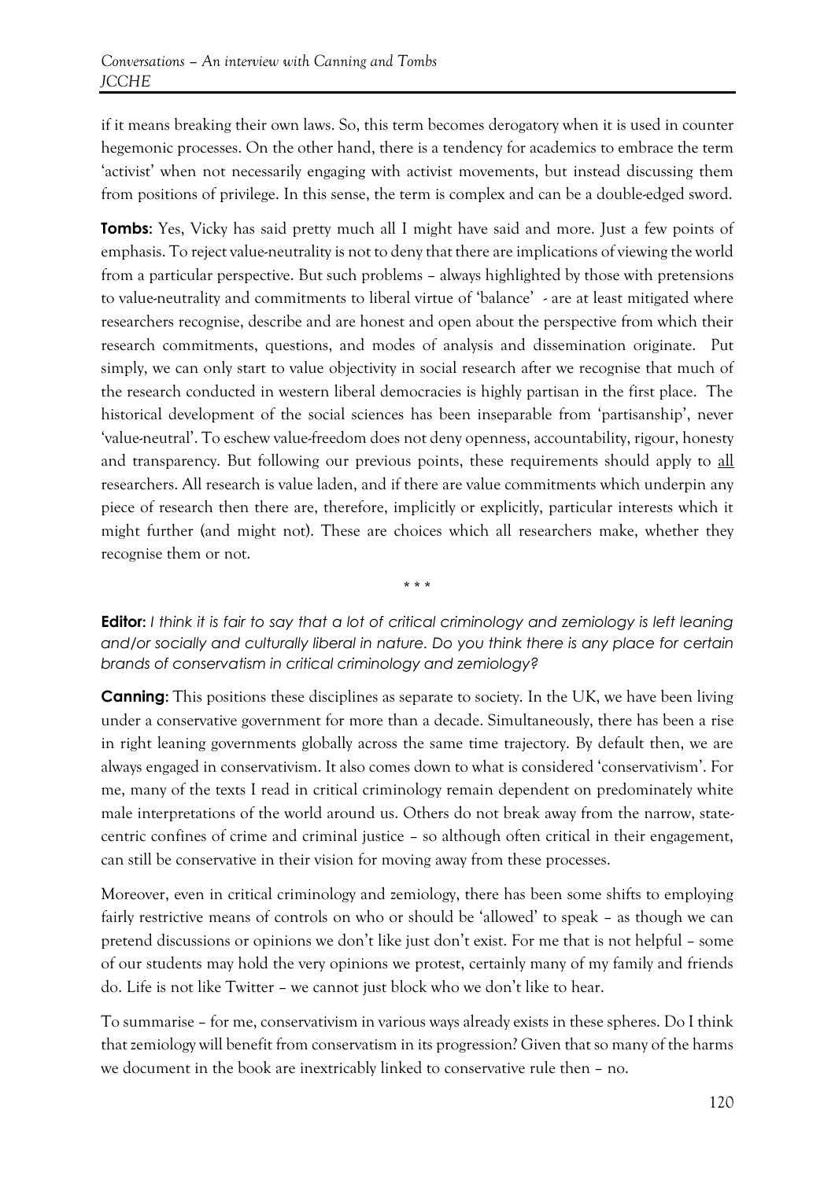if it means breaking their own laws. So, this term becomes derogatory when it is used in counter hegemonic processes. On the other hand, there is a tendency for academics to embrace the term 'activist' when not necessarily engaging with activist movements, but instead discussing them from positions of privilege. In this sense, the term is complex and can be a double-edged sword.

**Tombs**: Yes, Vicky has said pretty much all I might have said and more. Just a few points of emphasis. To reject value-neutrality is not to deny that there are implications of viewing the world from a particular perspective. But such problems – always highlighted by those with pretensions to value-neutrality and commitments to liberal virtue of 'balance' - are at least mitigated where researchers recognise, describe and are honest and open about the perspective from which their research commitments, questions, and modes of analysis and dissemination originate. Put simply, we can only start to value objectivity in social research after we recognise that much of the research conducted in western liberal democracies is highly partisan in the first place. The historical development of the social sciences has been inseparable from 'partisanship', never 'value-neutral'. To eschew value-freedom does not deny openness, accountability, rigour, honesty and transparency. But following our previous points, these requirements should apply to <u>all</u> researchers. All research is value laden, and if there are value commitments which underpin any piece of research then there are, therefore, implicitly or explicitly, particular interests which it might further (and might not). These are choices which all researchers make, whether they recognise them or not.

\* \* \*

**Editor:** *I think it is fair to say that a lot of critical criminology and zemiology is left leaning and/or socially and culturally liberal in nature. Do you think there is any place for certain brands of conservatism in critical criminology and zemiology?*

**Canning:** This positions these disciplines as separate to society. In the UK, we have been living under a conservative government for more than a decade. Simultaneously, there has been a rise in right leaning governments globally across the same time trajectory. By default then, we are always engaged in conservativism. It also comes down to what is considered 'conservativism'. For me, many of the texts I read in critical criminology remain dependent on predominately white male interpretations of the world around us. Others do not break away from the narrow, state-centric confines of crime and criminal justice – so although often critical in their engagement, can still be conservative in their vision for moving away from these processes.

Moreover, even in critical criminology and zemiology, there has been some shifts to employing fairly restrictive means of controls on who or should be 'allowed' to speak – as though we can pretend discussions or opinions we don't like just don't exist. For me that is not helpful – some of our students may hold the very opinions we protest, certainly many of my family and friends do. Life is not like Twitter – we cannot just block who we don't like to hear.

To summarise – for me, conservativism in various ways already exists in these spheres. Do I think that zemiology will benefit from conservatism in its progression? Given that so many of the harms we document in the book are inextricably linked to conservative rule then – no.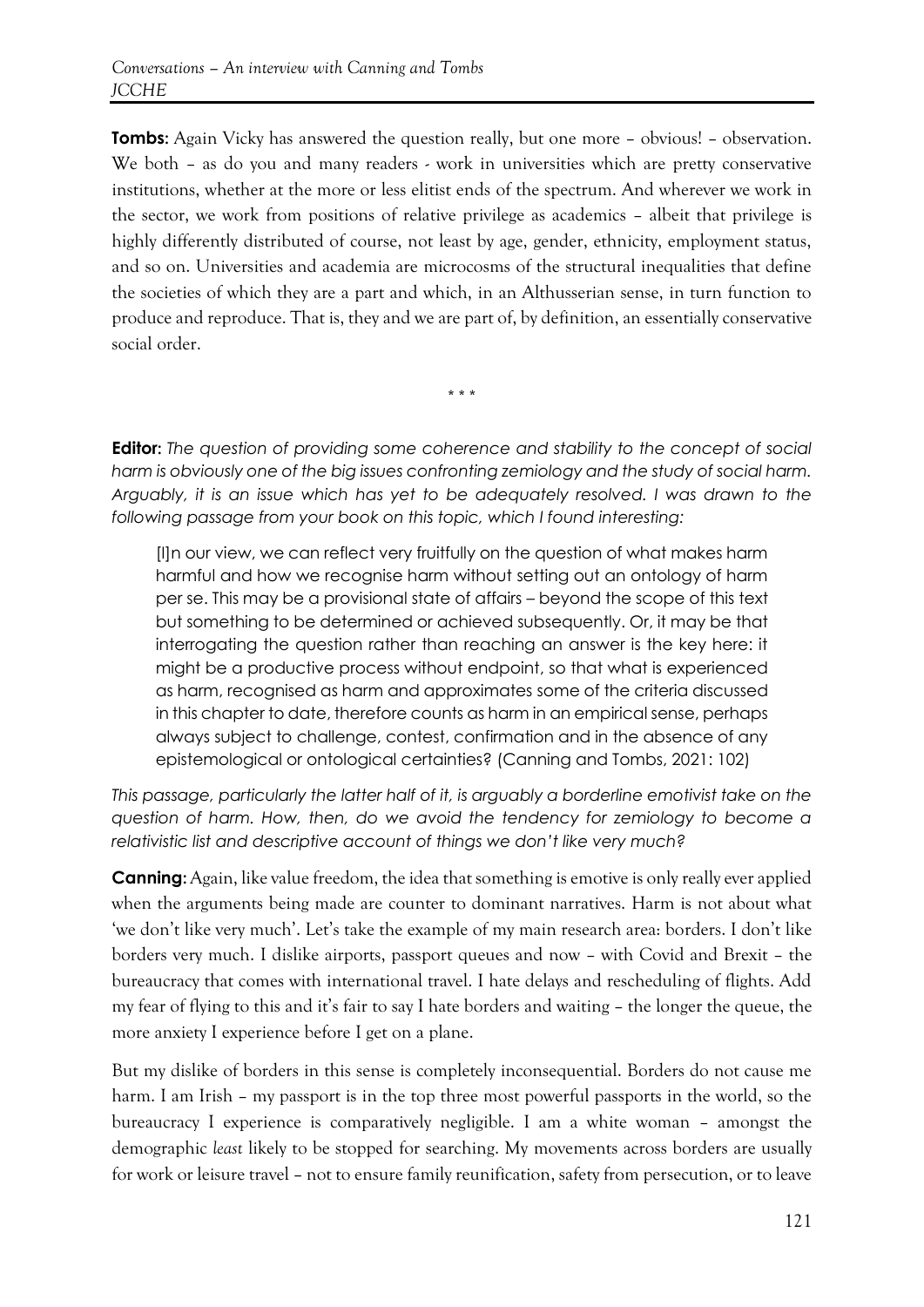**Tombs**: Again Vicky has answered the question really, but one more – obvious! – observation. We both – as do you and many readers - work in universities which are pretty conservative institutions, whether at the more or less elitist ends of the spectrum. And wherever we work in the sector, we work from positions of relative privilege as academics – albeit that privilege is highly differently distributed of course, not least by age, gender, ethnicity, employment status, and so on. Universities and academia are microcosms of the structural inequalities that define the societies of which they are a part and which, in an Althusserian sense, in turn function to produce and reproduce. That is, they and we are part of, by definition, an essentially conservative social order.

\* \* \*

**Editor:** *The question of providing some coherence and stability to the concept of social harm is obviously one of the big issues confronting zemiology and the study of social harm. Arguably, it is an issue which has yet to be adequately resolved. I was drawn to the following passage from your book on this topic, which I found interesting:*

> [I]n our view, we can reflect very fruitfully on the question of what makes harm harmful and how we recognise harm without setting out an ontology of harm per se. This may be a provisional state of affairs – beyond the scope of this text but something to be determined or achieved subsequently. Or, it may be that interrogating the question rather than reaching an answer is the key here: it might be a productive process without endpoint, so that what is experienced as harm, recognised as harm and approximates some of the criteria discussed in this chapter to date, therefore counts as harm in an empirical sense, perhaps always subject to challenge, contest, confirmation and in the absence of any epistemological or ontological certainties? (Canning and Tombs, 2021: 102)

*This passage, particularly the latter half of it, is arguably a borderline emotivist take on the question of harm. How, then, do we avoid the tendency for zemiology to become a relativistic list and descriptive account of things we don't like very much?*

**Canning:** Again, like value freedom, the idea that something is emotive is only really ever applied when the arguments being made are counter to dominant narratives. Harm is not about what 'we don't like very much'. Let's take the example of my main research area: borders. I don't like borders very much. I dislike airports, passport queues and now – with Covid and Brexit – the bureaucracy that comes with international travel. I hate delays and rescheduling of flights. Add my fear of flying to this and it's fair to say I hate borders and waiting – the longer the queue, the more anxiety I experience before I get on a plane.

But my dislike of borders in this sense is completely inconsequential. Borders do not cause me harm. I am Irish – my passport is in the top three most powerful passports in the world, so the bureaucracy I experience is comparatively negligible. I am a white woman – amongst the demographic *least* likely to be stopped for searching. My movements across borders are usually for work or leisure travel – not to ensure family reunification, safety from persecution, or to leave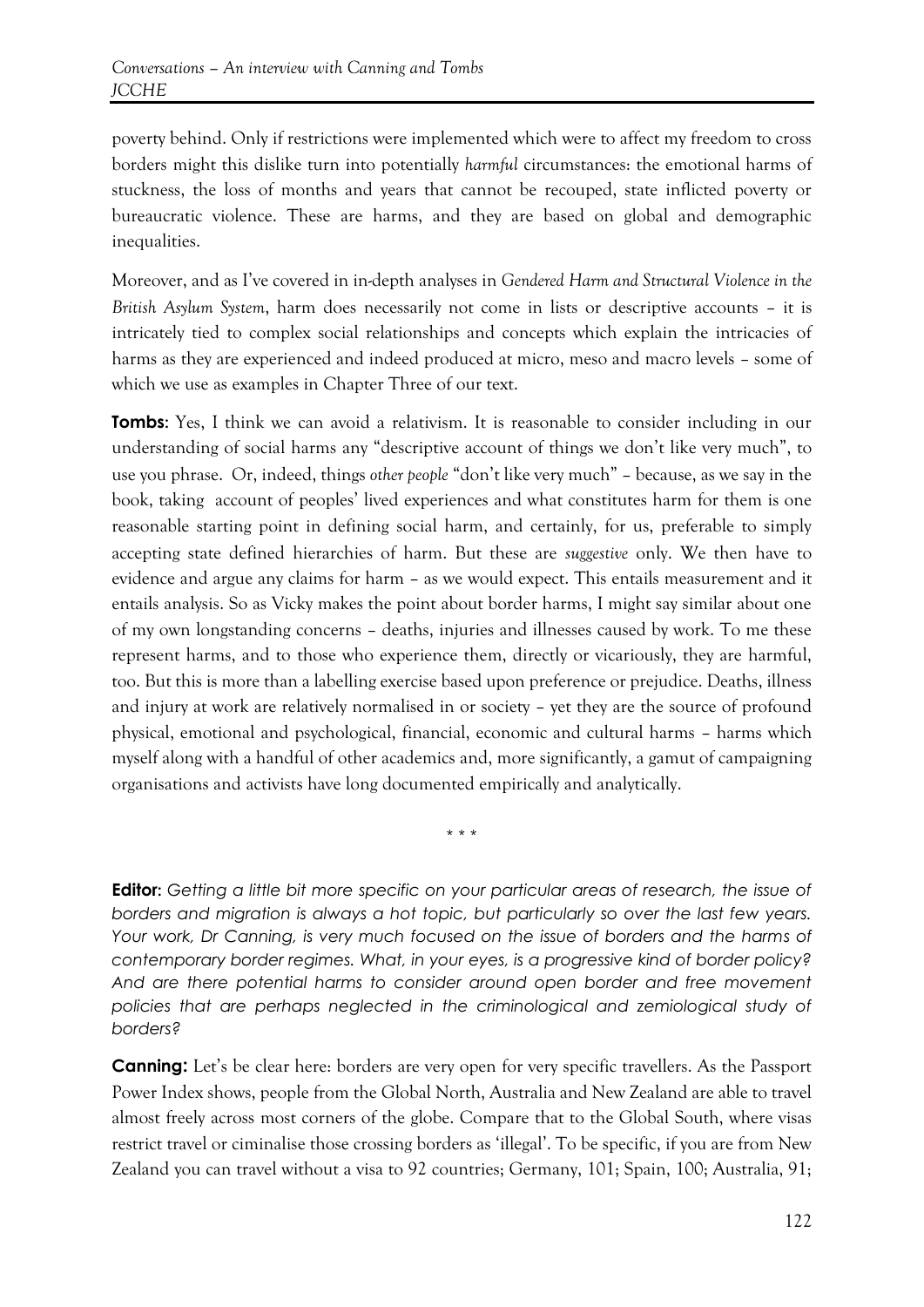poverty behind. Only if restrictions were implemented which were to affect my freedom to cross borders might this dislike turn into potentially *harmful* circumstances: the emotional harms of stuckness, the loss of months and years that cannot be recouped, state inflicted poverty or bureaucratic violence. These are harms, and they are based on global and demographic inequalities.

Moreover, and as I've covered in in-depth analyses in *Gendered Harm and Structural Violence in the British Asylum System*, harm does necessarily not come in lists or descriptive accounts – it is intricately tied to complex social relationships and concepts which explain the intricacies of harms as they are experienced and indeed produced at micro, meso and macro levels – some of which we use as examples in Chapter Three of our text.

**Tombs**: Yes, I think we can avoid a relativism. It is reasonable to consider including in our understanding of social harms any "descriptive account of things we don't like very much", to use you phrase. Or, indeed, things *other people* "don't like very much" – because, as we say in the book, taking account of peoples' lived experiences and what constitutes harm for them is one reasonable starting point in defining social harm, and certainly, for us, preferable to simply accepting state defined hierarchies of harm. But these are *suggestive* only. We then have to evidence and argue any claims for harm – as we would expect. This entails measurement and it entails analysis. So as Vicky makes the point about border harms, I might say similar about one of my own longstanding concerns – deaths, injuries and illnesses caused by work. To me these represent harms, and to those who experience them, directly or vicariously, they are harmful, too. But this is more than a labelling exercise based upon preference or prejudice. Deaths, illness and injury at work are relatively normalised in or society – yet they are the source of profound physical, emotional and psychological, financial, economic and cultural harms – harms which myself along with a handful of other academics and, more significantly, a gamut of campaigning organisations and activists have long documented empirically and analytically.

\* \* \*

**Editor:** *Getting a little bit more specific on your particular areas of research, the issue of borders and migration is always a hot topic, but particularly so over the last few years. Your work, Dr Canning, is very much focused on the issue of borders and the harms of contemporary border regimes. What, in your eyes, is a progressive kind of border policy? And are there potential harms to consider around open border and free movement policies that are perhaps neglected in the criminological and zemiological study of borders?*

**Canning:** Let's be clear here: borders are very open for very specific travellers. As the Passport Power Index shows, people from the Global North, Australia and New Zealand are able to travel almost freely across most corners of the globe. Compare that to the Global South, where visas restrict travel or ciminalise those crossing borders as 'illegal'. To be specific, if you are from New Zealand you can travel without a visa to 92 countries; Germany, 101; Spain, 100; Australia, 91;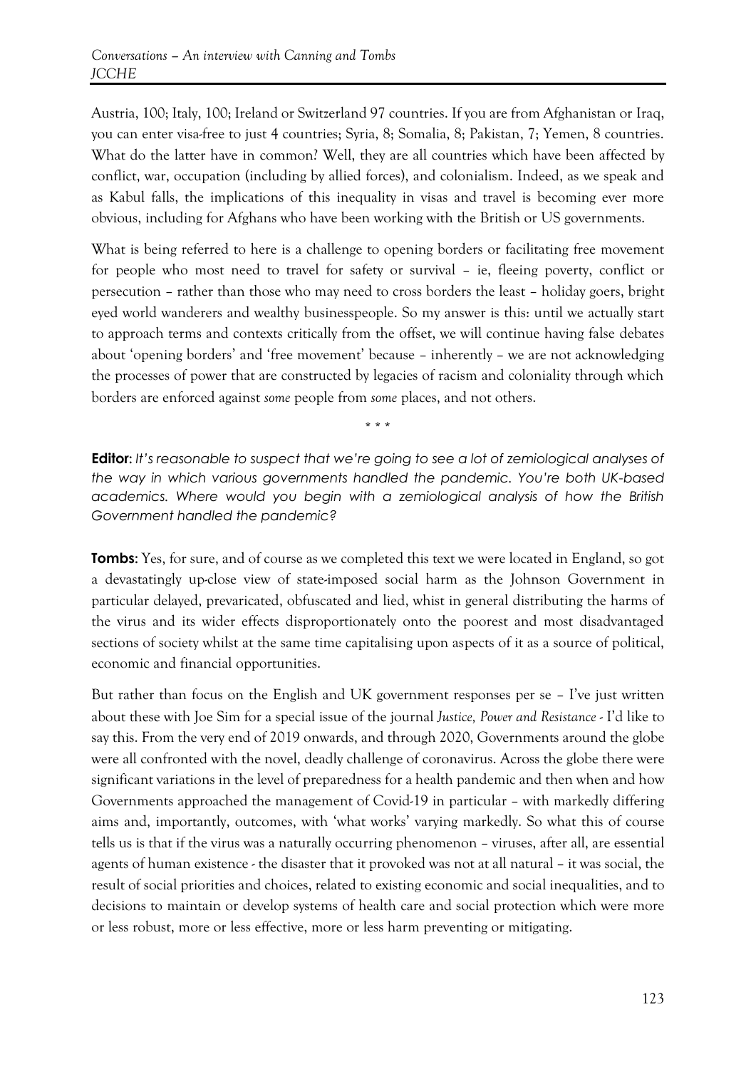Austria, 100; Italy, 100; Ireland or Switzerland 97 countries. If you are from Afghanistan or Iraq, you can enter visa-free to just 4 countries; Syria, 8; Somalia, 8; Pakistan, 7; Yemen, 8 countries. What do the latter have in common? Well, they are all countries which have been affected by conflict, war, occupation (including by allied forces), and colonialism. Indeed, as we speak and as Kabul falls, the implications of this inequality in visas and travel is becoming ever more obvious, including for Afghans who have been working with the British or US governments.

What is being referred to here is a challenge to opening borders or facilitating free movement for people who most need to travel for safety or survival – ie, fleeing poverty, conflict or persecution – rather than those who may need to cross borders the least – holiday goers, bright eyed world wanderers and wealthy businesspeople. So my answer is this: until we actually start to approach terms and contexts critically from the offset, we will continue having false debates about 'opening borders' and 'free movement' because – inherently – we are not acknowledging the processes of power that are constructed by legacies of racism and coloniality through which borders are enforced against *some* people from *some* places, and not others.

\* \* \*

**Editor:** *It's reasonable to suspect that we're going to see a lot of zemiological analyses of the way in which various governments handled the pandemic. You're both UK-based academics. Where would you begin with a zemiological analysis of how the British Government handled the pandemic?*

**Tombs:** Yes, for sure, and of course as we completed this text we were located in England, so got a devastatingly up-close view of state-imposed social harm as the Johnson Government in particular delayed, prevaricated, obfuscated and lied, whist in general distributing the harms of the virus and its wider effects disproportionately onto the poorest and most disadvantaged sections of society whilst at the same time capitalising upon aspects of it as a source of political, economic and financial opportunities.

But rather than focus on the English and UK government responses per se – I've just written about these with Joe Sim for a special issue of the journal *Justice, Power and Resistance* - I'd like to say this. From the very end of 2019 onwards, and through 2020, Governments around the globe were all confronted with the novel, deadly challenge of coronavirus. Across the globe there were significant variations in the level of preparedness for a health pandemic and then when and how Governments approached the management of Covid-19 in particular – with markedly differing aims and, importantly, outcomes, with 'what works' varying markedly. So what this of course tells us is that if the virus was a naturally occurring phenomenon – viruses, after all, are essential agents of human existence - the disaster that it provoked was not at all natural – it was social, the result of social priorities and choices, related to existing economic and social inequalities, and to decisions to maintain or develop systems of health care and social protection which were more or less robust, more or less effective, more or less harm preventing or mitigating.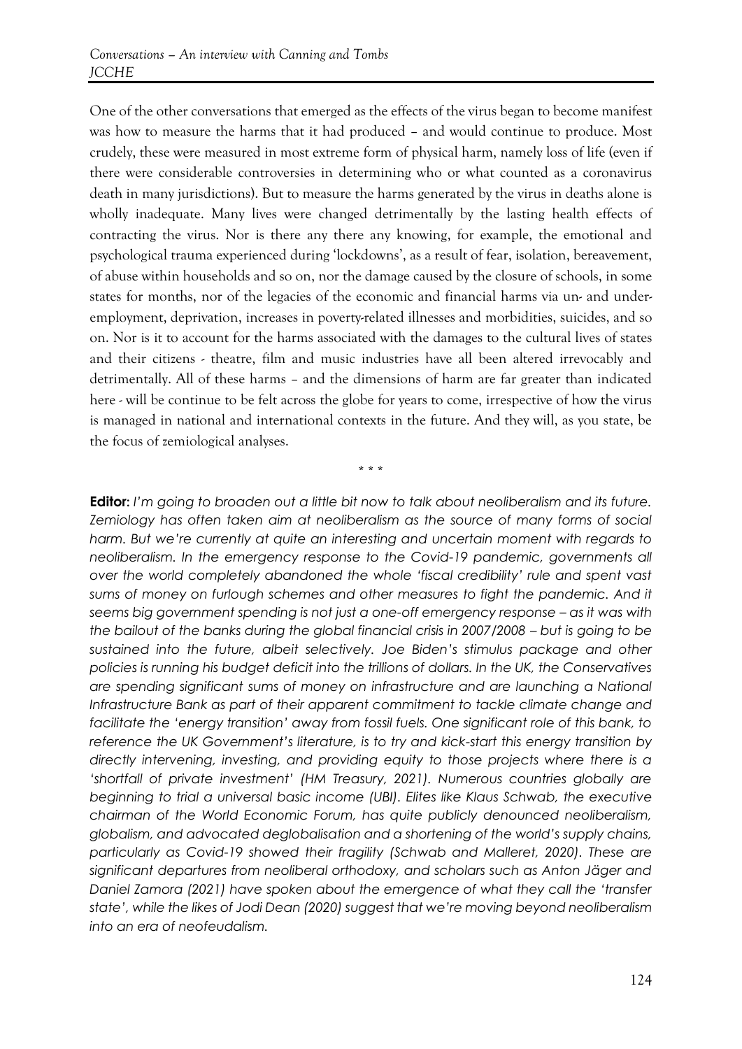One of the other conversations that emerged as the effects of the virus began to become manifest was how to measure the harms that it had produced – and would continue to produce. Most crudely, these were measured in most extreme form of physical harm, namely loss of life (even if there were considerable controversies in determining who or what counted as a coronavirus death in many jurisdictions). But to measure the harms generated by the virus in deaths alone is wholly inadequate. Many lives were changed detrimentally by the lasting health effects of contracting the virus. Nor is there any there any knowing, for example, the emotional and psychological trauma experienced during 'lockdowns', as a result of fear, isolation, bereavement, of abuse within households and so on, nor the damage caused by the closure of schools, in some states for months, nor of the legacies of the economic and financial harms via un- and under-employment, deprivation, increases in poverty-related illnesses and morbidities, suicides, and so on. Nor is it to account for the harms associated with the damages to the cultural lives of states and their citizens - theatre, film and music industries have all been altered irrevocably and detrimentally. All of these harms – and the dimensions of harm are far greater than indicated here - will be continue to be felt across the globe for years to come, irrespective of how the virus is managed in national and international contexts in the future. And they will, as you state, be the focus of zemiological analyses.

\* \* \*

**Editor:** *I'm going to broaden out a little bit now to talk about neoliberalism and its future. Zemiology has often taken aim at neoliberalism as the source of many forms of social harm. But we're currently at quite an interesting and uncertain moment with regards to neoliberalism. In the emergency response to the Covid-19 pandemic, governments all over the world completely abandoned the whole 'fiscal credibility' rule and spent vast sums of money on furlough schemes and other measures to fight the pandemic. And it seems big government spending is not just a one-off emergency response – as it was with the bailout of the banks during the global financial crisis in 2007/2008 – but is going to be sustained into the future, albeit selectively. Joe Biden's stimulus package and other policies is running his budget deficit into the trillions of dollars. In the UK, the Conservatives are spending significant sums of money on infrastructure and are launching a National Infrastructure Bank as part of their apparent commitment to tackle climate change and facilitate the 'energy transition' away from fossil fuels. One significant role of this bank, to reference the UK Government's literature, is to try and kick-start this energy transition by directly intervening, investing, and providing equity to those projects where there is a 'shortfall of private investment' (HM Treasury, 2021). Numerous countries globally are beginning to trial a universal basic income (UBI). Elites like Klaus Schwab, the executive chairman of the World Economic Forum, has quite publicly denounced neoliberalism, globalism, and advocated deglobalisation and a shortening of the world's supply chains, particularly as Covid-19 showed their fragility (Schwab and Malleret, 2020). These are significant departures from neoliberal orthodoxy, and scholars such as Anton Jäger and Daniel Zamora (2021) have spoken about the emergence of what they call the 'transfer state', while the likes of Jodi Dean (2020) suggest that we're moving beyond neoliberalism into an era of neofeudalism.*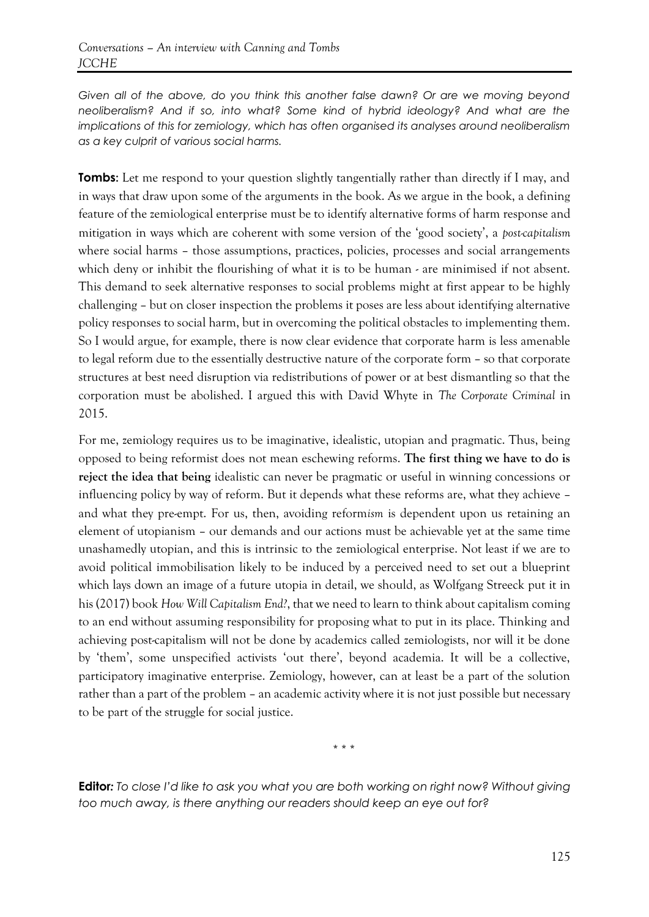*Given all of the above, do you think this another false dawn? Or are we moving beyond neoliberalism? And if so, into what? Some kind of hybrid ideology? And what are the implications of this for zemiology, which has often organised its analyses around neoliberalism as a key culprit of various social harms.*

**Tombs**: Let me respond to your question slightly tangentially rather than directly if I may, and in ways that draw upon some of the arguments in the book. As we argue in the book, a defining feature of the zemiological enterprise must be to identify alternative forms of harm response and mitigation in ways which are coherent with some version of the 'good society', a *post-capitalism* where social harms – those assumptions, practices, policies, processes and social arrangements which deny or inhibit the flourishing of what it is to be human - are minimised if not absent. This demand to seek alternative responses to social problems might at first appear to be highly challenging – but on closer inspection the problems it poses are less about identifying alternative policy responses to social harm, but in overcoming the political obstacles to implementing them. So I would argue, for example, there is now clear evidence that corporate harm is less amenable to legal reform due to the essentially destructive nature of the corporate form – so that corporate structures at best need disruption via redistributions of power or at best dismantling so that the corporation must be abolished. I argued this with David Whyte in *The Corporate Criminal* in 2015.

For me, zemiology requires us to be imaginative, idealistic, utopian and pragmatic. Thus, being opposed to being reformist does not mean eschewing reforms. **The first thing we have to do is reject the idea that being** idealistic can never be pragmatic or useful in winning concessions or influencing policy by way of reform. But it depends what these reforms are, what they achieve – and what they pre-empt. For us, then, avoiding reform*ism* is dependent upon us retaining an element of utopianism – our demands and our actions must be achievable yet at the same time unashamedly utopian, and this is intrinsic to the zemiological enterprise. Not least if we are to avoid political immobilisation likely to be induced by a perceived need to set out a blueprint which lays down an image of a future utopia in detail, we should, as Wolfgang Streeck put it in his (2017) book *How Will Capitalism End?*, that we need to learn to think about capitalism coming to an end without assuming responsibility for proposing what to put in its place. Thinking and achieving post-capitalism will not be done by academics called zemiologists, nor will it be done by 'them', some unspecified activists 'out there', beyond academia. It will be a collective, participatory imaginative enterprise. Zemiology, however, can at least be a part of the solution rather than a part of the problem – an academic activity where it is not just possible but necessary to be part of the struggle for social justice.

\* \* \*

**Editor:** *To close I'd like to ask you what you are both working on right now? Without giving too much away, is there anything our readers should keep an eye out for?*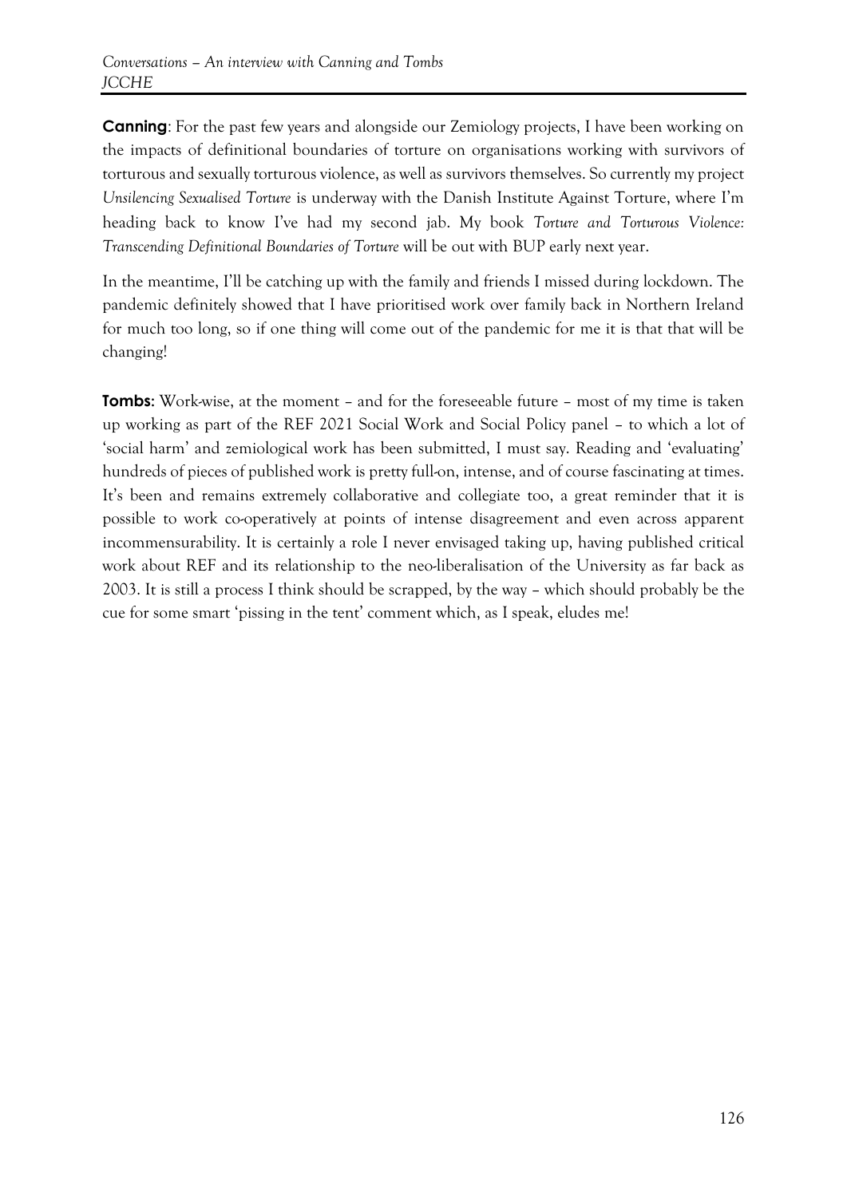**Canning**: For the past few years and alongside our Zemiology projects, I have been working on the impacts of definitional boundaries of torture on organisations working with survivors of torturous and sexually torturous violence, as well as survivors themselves. So currently my project *Unsilencing Sexualised Torture* is underway with the Danish Institute Against Torture, where I'm heading back to know I've had my second jab. My book *Torture and Torturous Violence: Transcending Definitional Boundaries of Torture* will be out with BUP early next year.

In the meantime, I'll be catching up with the family and friends I missed during lockdown. The pandemic definitely showed that I have prioritised work over family back in Northern Ireland for much too long, so if one thing will come out of the pandemic for me it is that that will be changing!

**Tombs:** Work-wise, at the moment – and for the foreseeable future – most of my time is taken up working as part of the REF 2021 Social Work and Social Policy panel – to which a lot of 'social harm' and zemiological work has been submitted, I must say. Reading and 'evaluating' hundreds of pieces of published work is pretty full-on, intense, and of course fascinating at times. It's been and remains extremely collaborative and collegiate too, a great reminder that it is possible to work co-operatively at points of intense disagreement and even across apparent incommensurability. It is certainly a role I never envisaged taking up, having published critical work about REF and its relationship to the neo-liberalisation of the University as far back as 2003. It is still a process I think should be scrapped, by the way – which should probably be the cue for some smart 'pissing in the tent' comment which, as I speak, eludes me!